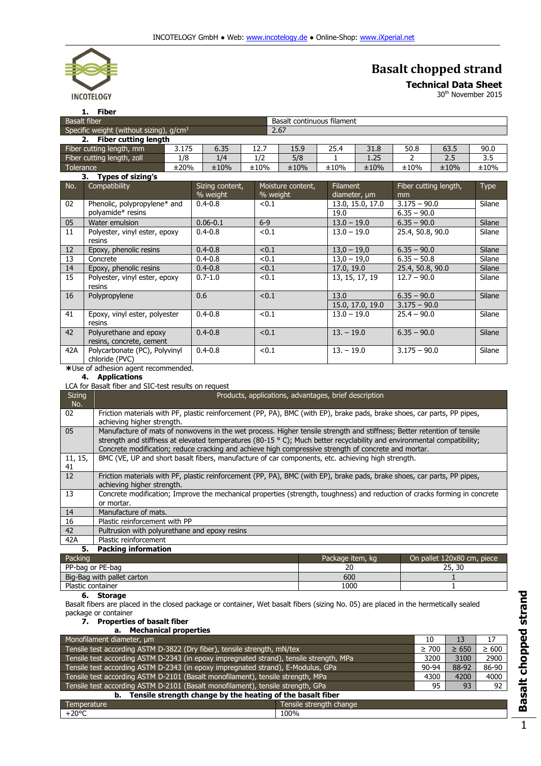INCOTELOGY

# Basalt chopped strand

## Technical Data Sheet

30th November 2015

### 1. Fiber

| Basalt fiber | Basalt continuous filament |
|---|---|
| Specific weight (without sizing), g/cm³ | 2.67 |

### 2. Fiber cutting length

| Fiber cutting length, mm | 3.175 | 6.35 | 12.7 | 15.9 | 25.4 | 31.8 | 50.8 | 63.5 | 90.0 |
|---|---|---|---|---|---|---|---|---|---|
| Fiber cutting length, zoll | 1/8 | 1/4 | 1/2 | 5/8 | 1 | 1.25 | 2 | 2.5 | 3.5 |
| Tolerance | ±20% | ±10% | ±10% | ±10% | ±10% | ±10% | ±10% | ±10% | ±10% |

### 3. Types of sizing's

| No. | Compatibility | Sizing content, % weight | Moisture content, % weight | Filament diameter, µm | Fiber cutting length, mm | Type |
|---|---|---|---|---|---|---|
| 02 | Phenolic, polypropylene* and polyamide* resins | 0.4-0.8 | <0.1 | 13.0, 15.0, 17.0 | 3.175 – 90.0 | Silane |
| | | | | 19.0 | 6.35 – 90.0 | |
| 05 | Water emulsion | 0.06-0.1 | 6-9 | 13.0 – 19.0 | 6.35 – 90.0 | Silane |
| 11 | Polyester, vinyl ester, epoxy resins | 0.4-0.8 | <0.1 | 13.0 – 19.0 | 25.4, 50.8, 90.0 | Silane |
| 12 | Epoxy, phenolic resins | 0.4-0.8 | <0.1 | 13,0 – 19,0 | 6.35 – 90.0 | Silane |
| 13 | Concrete | 0.4-0.8 | <0.1 | 13,0 – 19,0 | 6.35 – 50.8 | Silane |
| 14 | Epoxy, phenolic resins | 0.4-0.8 | <0.1 | 17.0, 19.0 | 25.4, 50.8, 90.0 | Silane |
| 15 | Polyester, vinyl ester, epoxy resins | 0.7-1.0 | <0.1 | 13, 15, 17, 19 | 12.7 – 90.0 | Silane |
| 16 | Polypropylene | 0.6 | <0.1 | 13.0 | 6.35 – 90.0 | Silane |
| | | | | 15.0, 17.0, 19.0 | 3.175 – 90.0 | |
| 41 | Epoxy, vinyl ester, polyester resins | 0.4-0.8 | <0.1 | 13.0 – 19.0 | 25.4 – 90.0 | Silane |
| 42 | Polyurethane and epoxy resins, concrete, cement | 0.4-0.8 | <0.1 | 13. – 19.0 | 6.35 – 90.0 | Silane |
| 42A | Polycarbonate (PC), Polyvinyl chloride (PVC) | 0.4-0.8 | <0.1 | 13. – 19.0 | 3.175 – 90.0 | Silane |

*Use of adhesion agent recommended.

### 4. Applications

LCA for Basalt fiber and SIC-test results on request

| Sizing No. | Products, applications, advantages, brief description |
|---|---|
| 02 | Friction materials with PF, plastic reinforcement (PP, PA), BMC (with EP), brake pads, brake shoes, car parts, PP pipes, achieving higher strength. |
| 05 | Manufacture of mats of nonwovens in the wet process. Higher tensile strength and stiffness; Better retention of tensile strength and stiffness at elevated temperatures (80-15 ° C); Much better recyclability and environmental compatibility; Concrete modification; reduce cracking and achieve high compressive strength of concrete and mortar. |
| 11, 15, 41 | BMC (VE, UP and short basalt fibers, manufacture of car components, etc. achieving high strength. |
| 12 | Friction materials with PF, plastic reinforcement (PP, PA), BMC (with EP), brake pads, brake shoes, car parts, PP pipes, achieving higher strength. |
| 13 | Concrete modification; Improve the mechanical properties (strength, toughness) and reduction of cracks forming in concrete or mortar. |
| 14 | Manufacture of mats. |
| 16 | Plastic reinforcement with PP |
| 42 | Pultrusion with polyurethane and epoxy resins |
| 42A | Plastic reinforcement |

### 5. Packing information

| Packing | Package item, kg | On pallet 120x80 cm, piece |
|---|---|---|
| PP-bag or PE-bag | 20 | 25, 30 |
| Big-Bag with pallet carton | 600 | 1 |
| Plastic container | 1000 | 1 |

### 6. Storage

Basalt fibers are placed in the closed package or container, Wet basalt fibers (sizing No. 05) are placed in the hermetically sealed package or container

### 7. Properties of basalt fiber

#### a. Mechanical properties

| Monofilament diameter, µm | 10 | 13 | 17 |
|---|---|---|---|
| Tensile test according ASTM D-3822 (Dry fiber), tensile strength, mN/tex | ≥ 700 | ≥ 650 | ≥ 600 |
| Tensile test according ASTM D-2343 (in epoxy impregnated strand), tensile strength, MPa | 3200 | 3100 | 2900 |
| Tensile test according ASTM D-2343 (in epoxy impregnated strand), E-Modulus, GPa | 90-94 | 88-92 | 86-90 |
| Tensile test according ASTM D-2101 (Basalt monofilament), tensile strength, MPa | 4300 | 4200 | 4000 |
| Tensile test according ASTM D-2101 (Basalt monofilament), tensile strength, GPa | 95 | 93 | 92 |

#### b. Tensile strength change by the heating of the basalt fiber

| Temperature | Tensile strength change |
|---|---|
| +20°C | 100% |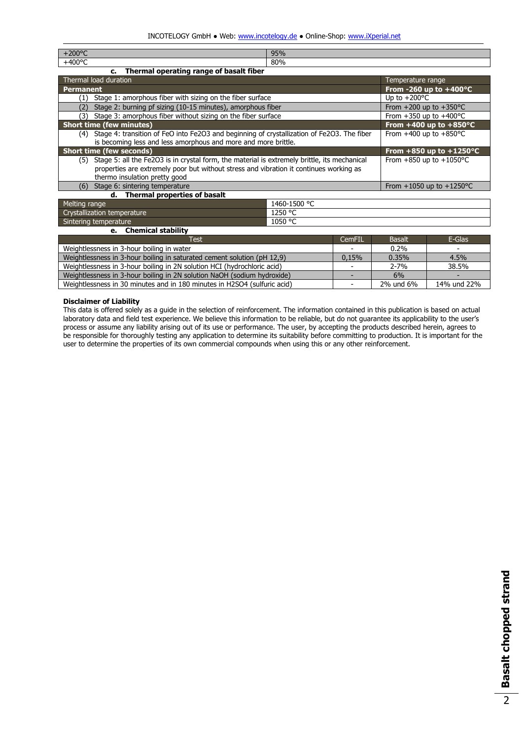| | |
|---|---|
| +200°C | 95% |
| +400°C | 80% |

**c. Thermal operating range of basalt fiber**

| Thermal load duration | Temperature range |
|---|---|
| **Permanent** | **From -260 up to +400°C** |
| (1) Stage 1: amorphous fiber with sizing on the fiber surface | Up to +200°C |
| (2) Stage 2: burning pf sizing (10-15 minutes), amorphous fiber | From +200 up to +350°C |
| (3) Stage 3: amorphous fiber without sizing on the fiber surface | From +350 up to +400°C |
| **Short time (few minutes)** | **From +400 up to +850°C** |
| (4) Stage 4: transition of FeO into Fe2O3 and beginning of crystallization of Fe2O3. The fiber is becoming less and less amorphous and more and more brittle. | From +400 up to +850°C |
| **Short time (few seconds)** | **From +850 up to +1250°C** |
| (5) Stage 5: all the Fe2O3 is in crystal form, the material is extremely brittle, its mechanical properties are extremely poor but without stress and vibration it continues working as thermo insulation pretty good | From +850 up to +1050°C |
| (6) Stage 6: sintering temperature | From +1050 up to +1250°C |

**d. Thermal properties of basalt**

| | |
|---|---|
| Melting range | 1460-1500 °C |
| Crystallization temperature | 1250 °C |
| Sintering temperature | 1050 °C |

**e. Chemical stability**

| Test | CemFIL | Basalt | E-Glas |
|---|---|---|---|
| Weightlessness in 3-hour boiling in water | - | 0.2% | - |
| Weightlessness in 3-hour boiling in saturated cement solution (pH 12,9) | 0,15% | 0.35% | 4.5% |
| Weightlessness in 3-hour boiling in 2N solution HCI (hydrochloric acid) | - | 2-7% | 38.5% |
| Weightlessness in 3-hour boiling in 2N solution NaOH (sodium hydroxide) | - | 6% | - |
| Weightlessness in 30 minutes and in 180 minutes in H2SO4 (sulfuric acid) | - | 2% und 6% | 14% und 22% |

**Disclaimer of Liability**

This data is offered solely as a guide in the selection of reinforcement. The information contained in this publication is based on actual laboratory data and field test experience. We believe this information to be reliable, but do not guarantee its applicability to the user's process or assume any liability arising out of its use or performance. The user, by accepting the products described herein, agrees to be responsible for thoroughly testing any application to determine its suitability before committing to production. It is important for the user to determine the properties of its own commercial compounds when using this or any other reinforcement.